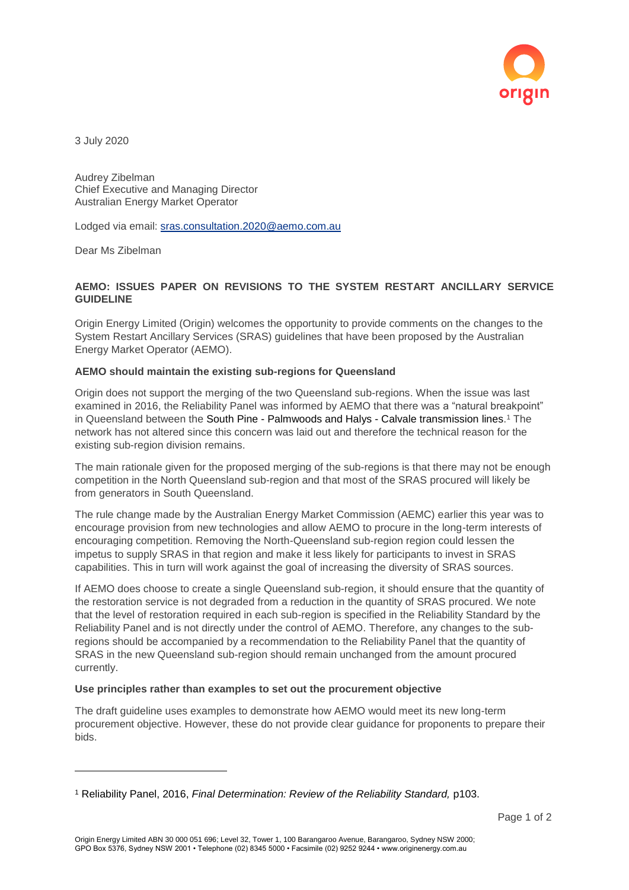3 July 2020

Audrey Zibelman
Chief Executive and Managing Director
Australian Energy Market Operator

Lodged via email: sras.consultation.2020@aemo.com.au

Dear Ms Zibelman

**AEMO: ISSUES PAPER ON REVISIONS TO THE SYSTEM RESTART ANCILLARY SERVICE GUIDELINE**

Origin Energy Limited (Origin) welcomes the opportunity to provide comments on the changes to the System Restart Ancillary Services (SRAS) guidelines that have been proposed by the Australian Energy Market Operator (AEMO).

**AEMO should maintain the existing sub-regions for Queensland**

Origin does not support the merging of the two Queensland sub-regions. When the issue was last examined in 2016, the Reliability Panel was informed by AEMO that there was a "natural breakpoint" in Queensland between the South Pine - Palmwoods and Halys - Calvale transmission lines.[1] The network has not altered since this concern was laid out and therefore the technical reason for the existing sub-region division remains.

The main rationale given for the proposed merging of the sub-regions is that there may not be enough competition in the North Queensland sub-region and that most of the SRAS procured will likely be from generators in South Queensland.

The rule change made by the Australian Energy Market Commission (AEMC) earlier this year was to encourage provision from new technologies and allow AEMO to procure in the long-term interests of encouraging competition. Removing the North-Queensland sub-region region could lessen the impetus to supply SRAS in that region and make it less likely for participants to invest in SRAS capabilities. This in turn will work against the goal of increasing the diversity of SRAS sources.

If AEMO does choose to create a single Queensland sub-region, it should ensure that the quantity of the restoration service is not degraded from a reduction in the quantity of SRAS procured. We note that the level of restoration required in each sub-region is specified in the Reliability Standard by the Reliability Panel and is not directly under the control of AEMO. Therefore, any changes to the sub-regions should be accompanied by a recommendation to the Reliability Panel that the quantity of SRAS in the new Queensland sub-region should remain unchanged from the amount procured currently.

**Use principles rather than examples to set out the procurement objective**

The draft guideline uses examples to demonstrate how AEMO would meet its new long-term procurement objective. However, these do not provide clear guidance for proponents to prepare their bids.

[1] Reliability Panel, 2016, *Final Determination: Review of the Reliability Standard,* p103.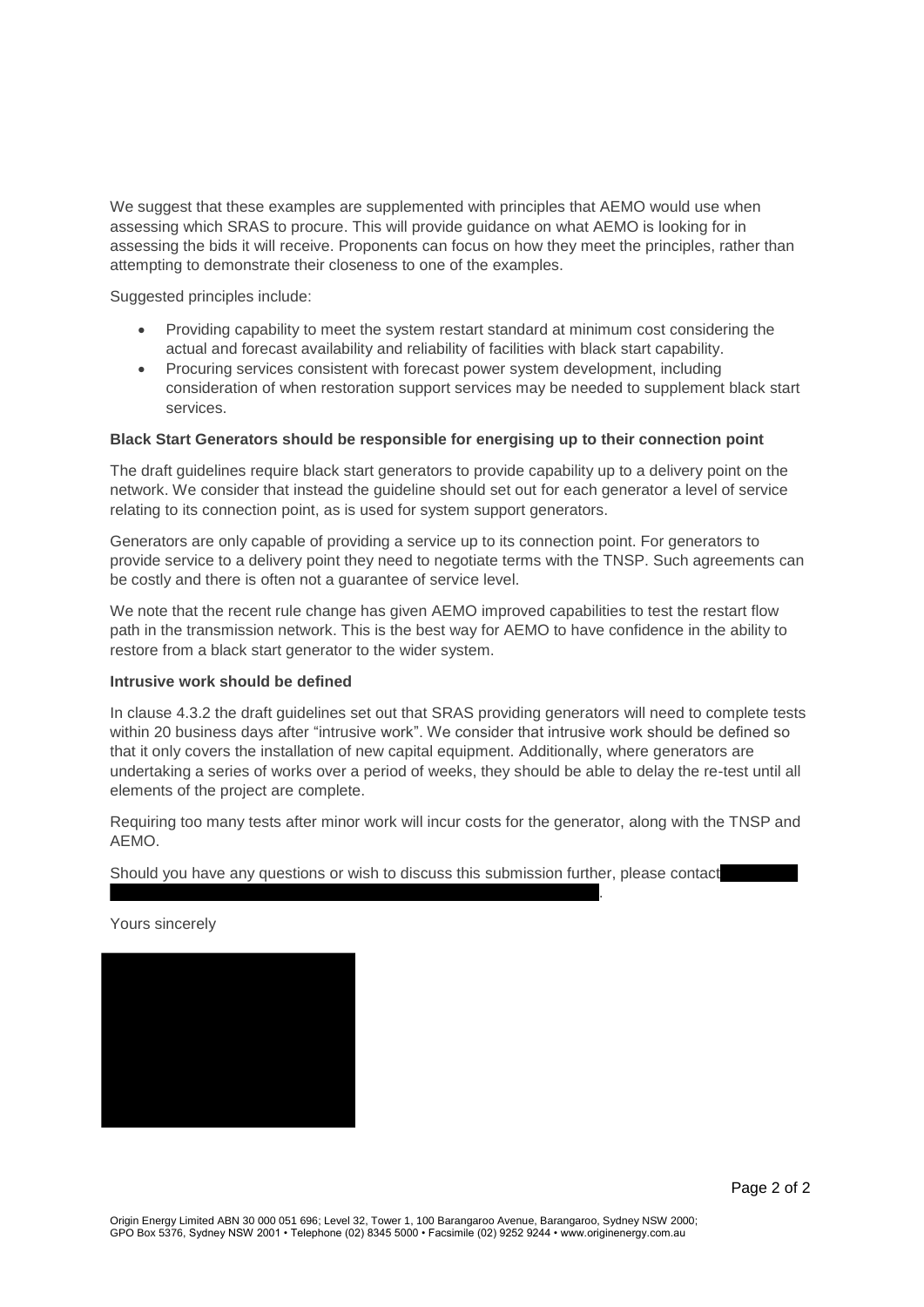We suggest that these examples are supplemented with principles that AEMO would use when assessing which SRAS to procure. This will provide guidance on what AEMO is looking for in assessing the bids it will receive. Proponents can focus on how they meet the principles, rather than attempting to demonstrate their closeness to one of the examples.

Suggested principles include:

- Providing capability to meet the system restart standard at minimum cost considering the actual and forecast availability and reliability of facilities with black start capability.
- Procuring services consistent with forecast power system development, including consideration of when restoration support services may be needed to supplement black start services.

**Black Start Generators should be responsible for energising up to their connection point**

The draft guidelines require black start generators to provide capability up to a delivery point on the network. We consider that instead the guideline should set out for each generator a level of service relating to its connection point, as is used for system support generators.

Generators are only capable of providing a service up to its connection point. For generators to provide service to a delivery point they need to negotiate terms with the TNSP. Such agreements can be costly and there is often not a guarantee of service level.

We note that the recent rule change has given AEMO improved capabilities to test the restart flow path in the transmission network. This is the best way for AEMO to have confidence in the ability to restore from a black start generator to the wider system.

**Intrusive work should be defined**

In clause 4.3.2 the draft guidelines set out that SRAS providing generators will need to complete tests within 20 business days after "intrusive work". We consider that intrusive work should be defined so that it only covers the installation of new capital equipment. Additionally, where generators are undertaking a series of works over a period of weeks, they should be able to delay the re-test until all elements of the project are complete.

Requiring too many tests after minor work will incur costs for the generator, along with the TNSP and AEMO.

Should you have any questions or wish to discuss this submission further, please contact [REDACTED].

Yours sincerely

[REDACTED]

Origin Energy Limited ABN 30 000 051 696; Level 32, Tower 1, 100 Barangaroo Avenue, Barangaroo, Sydney NSW 2000; GPO Box 5376, Sydney NSW 2001 • Telephone (02) 8345 5000 • Facsimile (02) 9252 9244 • www.originenergy.com.au